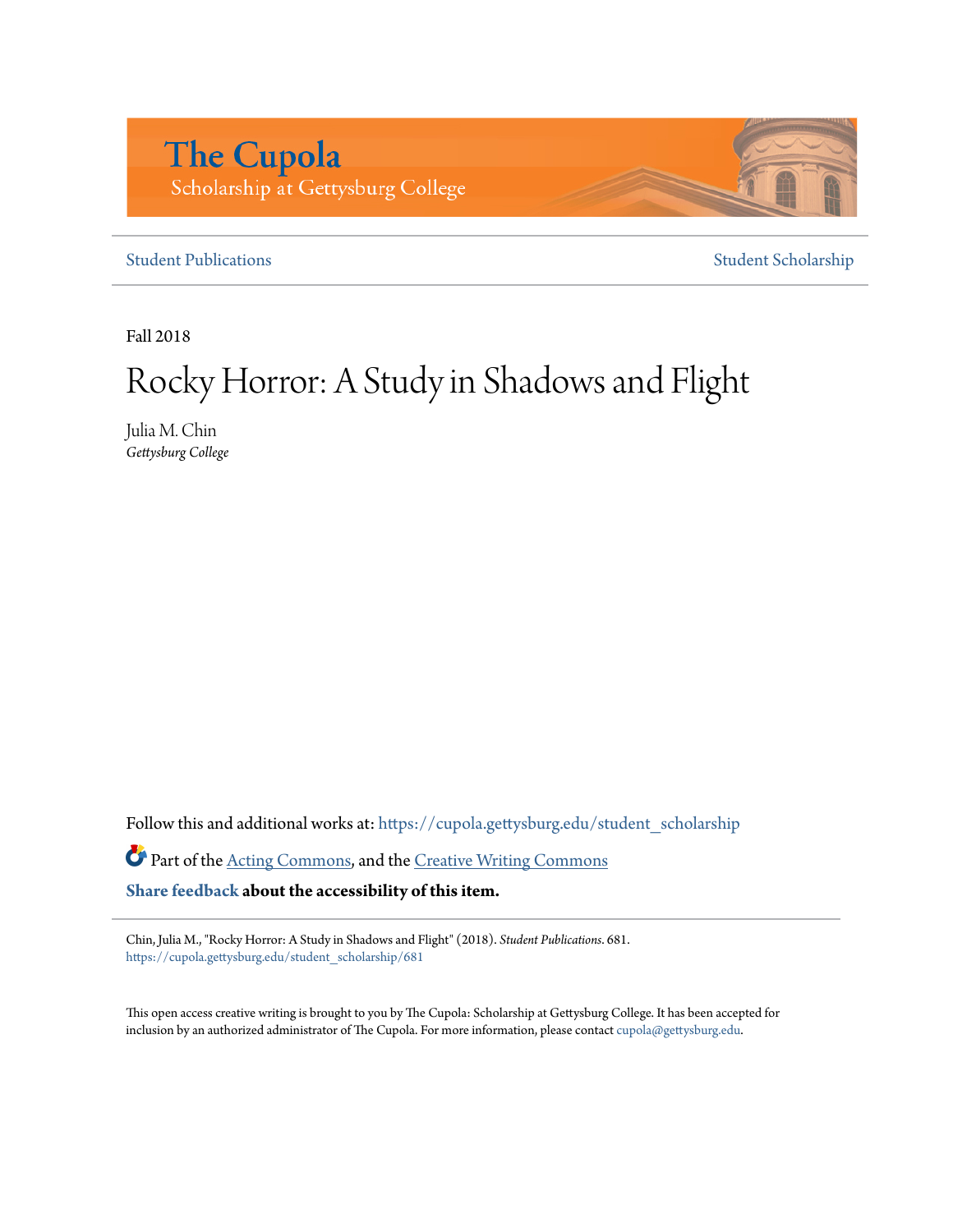The Cupola
Scholarship at Gettysburg College

Student Publications | Student Scholarship

Fall 2018

# Rocky Horror: A Study in Shadows and Flight

Julia M. Chin
*Gettysburg College*

Follow this and additional works at: https://cupola.gettysburg.edu/student_scholarship

Part of the Acting Commons, and the Creative Writing Commons

**Share feedback about the accessibility of this item.**

Chin, Julia M., "Rocky Horror: A Study in Shadows and Flight" (2018). *Student Publications*. 681.
https://cupola.gettysburg.edu/student_scholarship/681

This open access creative writing is brought to you by The Cupola: Scholarship at Gettysburg College. It has been accepted for inclusion by an authorized administrator of The Cupola. For more information, please contact cupola@gettysburg.edu.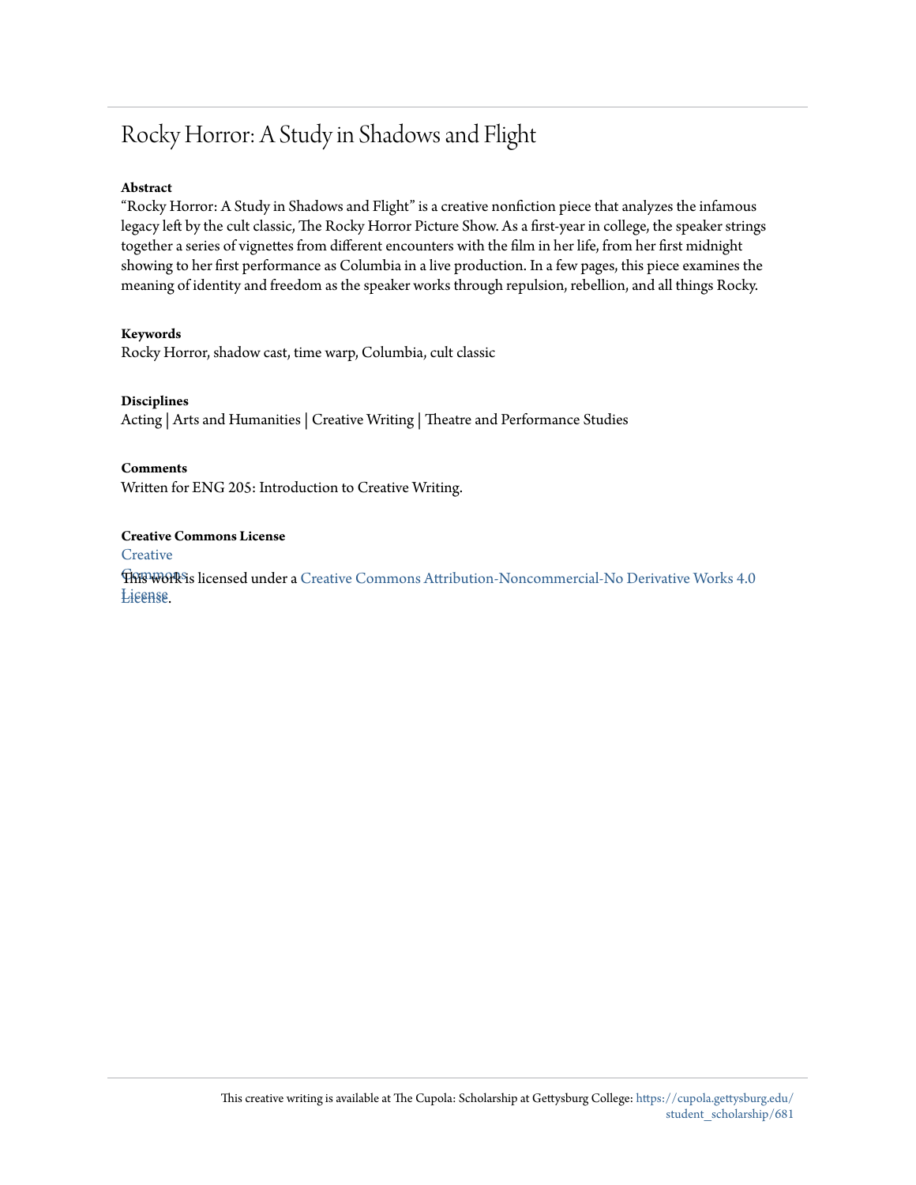# Rocky Horror: A Study in Shadows and Flight

**Abstract**

"Rocky Horror: A Study in Shadows and Flight" is a creative nonfiction piece that analyzes the infamous legacy left by the cult classic, The Rocky Horror Picture Show. As a first-year in college, the speaker strings together a series of vignettes from different encounters with the film in her life, from her first midnight showing to her first performance as Columbia in a live production. In a few pages, this piece examines the meaning of identity and freedom as the speaker works through repulsion, rebellion, and all things Rocky.

**Keywords**

Rocky Horror, shadow cast, time warp, Columbia, cult classic

**Disciplines**

Acting | Arts and Humanities | Creative Writing | Theatre and Performance Studies

**Comments**

Written for ENG 205: Introduction to Creative Writing.

**Creative Commons License**

Creative Commons License

This work is licensed under a Creative Commons Attribution-Noncommercial-No Derivative Works 4.0 License.

This creative writing is available at The Cupola: Scholarship at Gettysburg College: https://cupola.gettysburg.edu/student_scholarship/681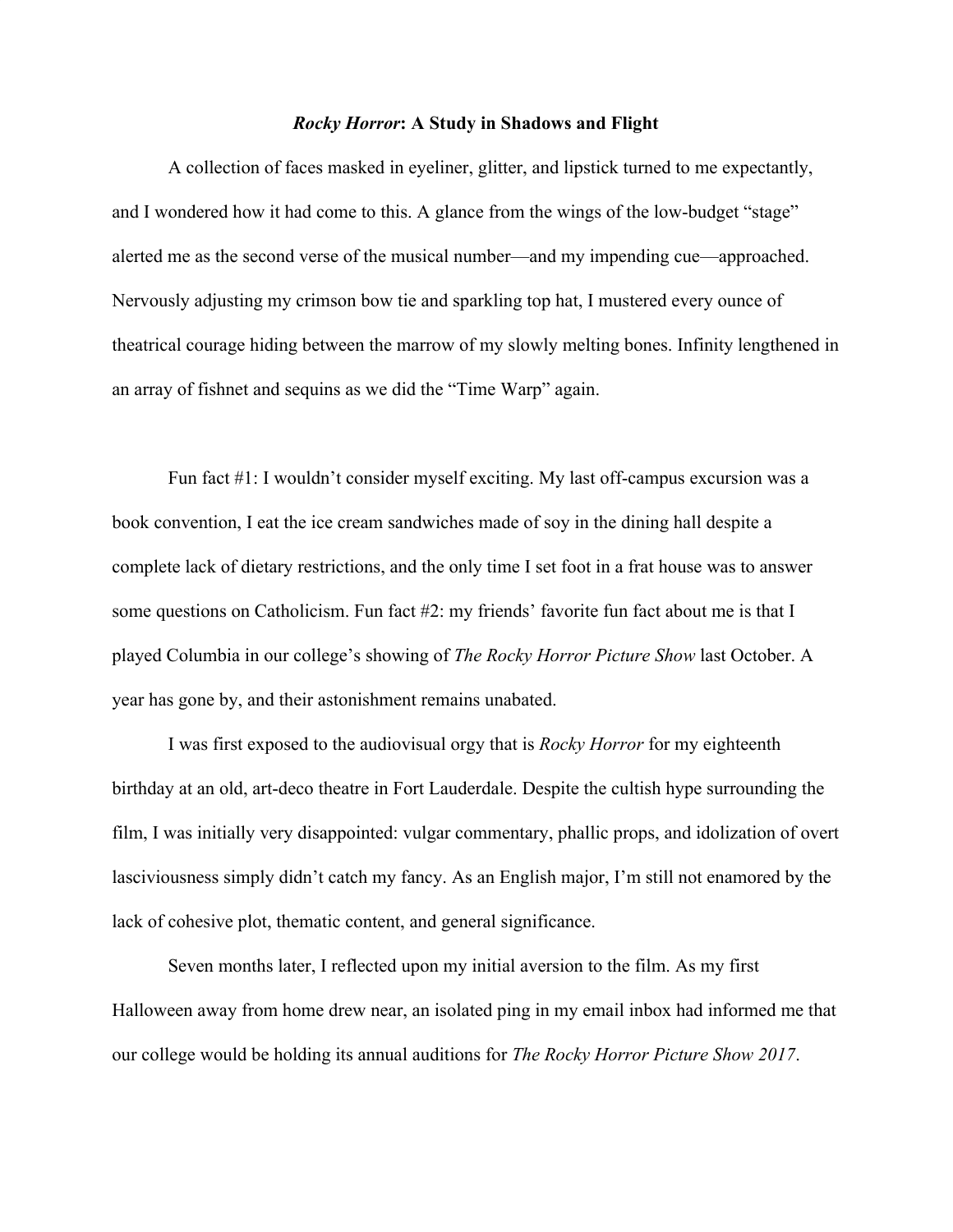### *Rocky Horror*: A Study in Shadows and Flight

A collection of faces masked in eyeliner, glitter, and lipstick turned to me expectantly, and I wondered how it had come to this. A glance from the wings of the low-budget "stage" alerted me as the second verse of the musical number—and my impending cue—approached. Nervously adjusting my crimson bow tie and sparkling top hat, I mustered every ounce of theatrical courage hiding between the marrow of my slowly melting bones. Infinity lengthened in an array of fishnet and sequins as we did the "Time Warp" again.

Fun fact #1: I wouldn't consider myself exciting. My last off-campus excursion was a book convention, I eat the ice cream sandwiches made of soy in the dining hall despite a complete lack of dietary restrictions, and the only time I set foot in a frat house was to answer some questions on Catholicism. Fun fact #2: my friends' favorite fun fact about me is that I played Columbia in our college's showing of *The Rocky Horror Picture Show* last October. A year has gone by, and their astonishment remains unabated.

I was first exposed to the audiovisual orgy that is *Rocky Horror* for my eighteenth birthday at an old, art-deco theatre in Fort Lauderdale. Despite the cultish hype surrounding the film, I was initially very disappointed: vulgar commentary, phallic props, and idolization of overt lasciviousness simply didn't catch my fancy. As an English major, I'm still not enamored by the lack of cohesive plot, thematic content, and general significance.

Seven months later, I reflected upon my initial aversion to the film. As my first Halloween away from home drew near, an isolated ping in my email inbox had informed me that our college would be holding its annual auditions for *The Rocky Horror Picture Show 2017*.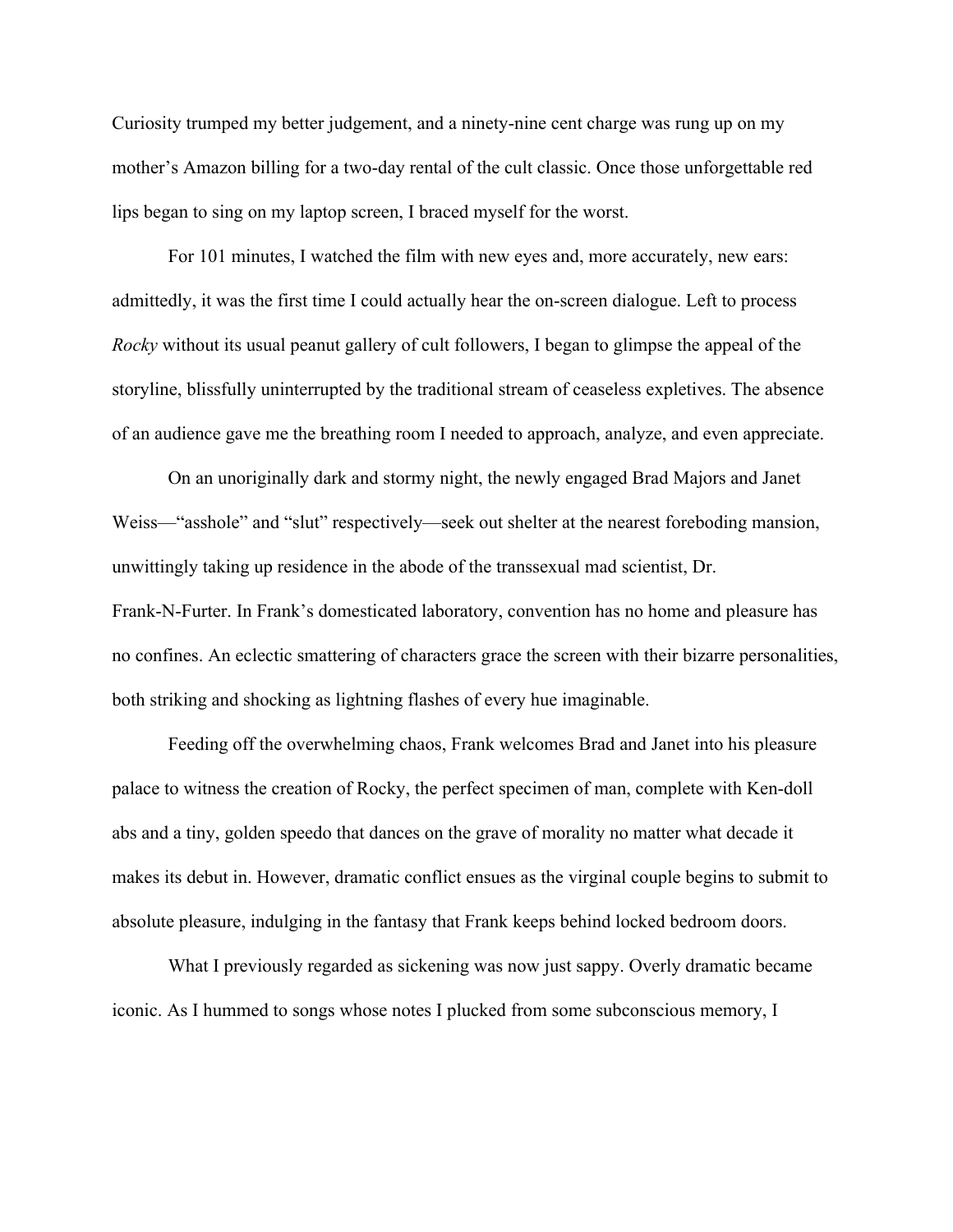Curiosity trumped my better judgement, and a ninety-nine cent charge was rung up on my mother's Amazon billing for a two-day rental of the cult classic. Once those unforgettable red lips began to sing on my laptop screen, I braced myself for the worst.

For 101 minutes, I watched the film with new eyes and, more accurately, new ears: admittedly, it was the first time I could actually hear the on-screen dialogue. Left to process *Rocky* without its usual peanut gallery of cult followers, I began to glimpse the appeal of the storyline, blissfully uninterrupted by the traditional stream of ceaseless expletives. The absence of an audience gave me the breathing room I needed to approach, analyze, and even appreciate.

On an unoriginally dark and stormy night, the newly engaged Brad Majors and Janet Weiss—"asshole" and "slut" respectively—seek out shelter at the nearest foreboding mansion, unwittingly taking up residence in the abode of the transsexual mad scientist, Dr. Frank-N-Furter. In Frank's domesticated laboratory, convention has no home and pleasure has no confines. An eclectic smattering of characters grace the screen with their bizarre personalities, both striking and shocking as lightning flashes of every hue imaginable.

Feeding off the overwhelming chaos, Frank welcomes Brad and Janet into his pleasure palace to witness the creation of Rocky, the perfect specimen of man, complete with Ken-doll abs and a tiny, golden speedo that dances on the grave of morality no matter what decade it makes its debut in. However, dramatic conflict ensues as the virginal couple begins to submit to absolute pleasure, indulging in the fantasy that Frank keeps behind locked bedroom doors.

What I previously regarded as sickening was now just sappy. Overly dramatic became iconic. As I hummed to songs whose notes I plucked from some subconscious memory, I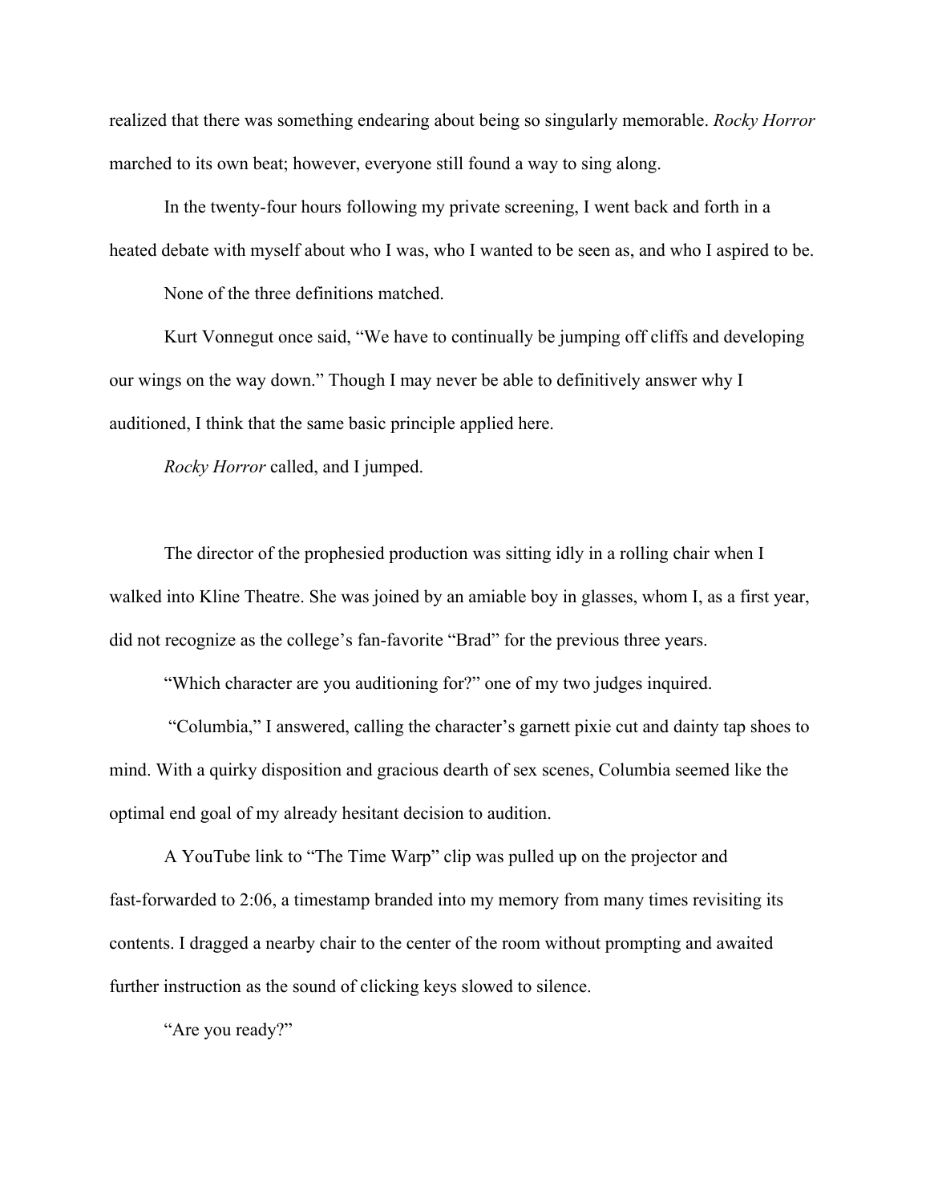realized that there was something endearing about being so singularly memorable. *Rocky Horror* marched to its own beat; however, everyone still found a way to sing along.

In the twenty-four hours following my private screening, I went back and forth in a heated debate with myself about who I was, who I wanted to be seen as, and who I aspired to be.

None of the three definitions matched.

Kurt Vonnegut once said, "We have to continually be jumping off cliffs and developing our wings on the way down." Though I may never be able to definitively answer why I auditioned, I think that the same basic principle applied here.

*Rocky Horror* called, and I jumped.

The director of the prophesied production was sitting idly in a rolling chair when I walked into Kline Theatre. She was joined by an amiable boy in glasses, whom I, as a first year, did not recognize as the college's fan-favorite "Brad" for the previous three years.

"Which character are you auditioning for?" one of my two judges inquired.

"Columbia," I answered, calling the character's garnett pixie cut and dainty tap shoes to mind. With a quirky disposition and gracious dearth of sex scenes, Columbia seemed like the optimal end goal of my already hesitant decision to audition.

A YouTube link to "The Time Warp" clip was pulled up on the projector and fast-forwarded to 2:06, a timestamp branded into my memory from many times revisiting its contents. I dragged a nearby chair to the center of the room without prompting and awaited further instruction as the sound of clicking keys slowed to silence.

"Are you ready?"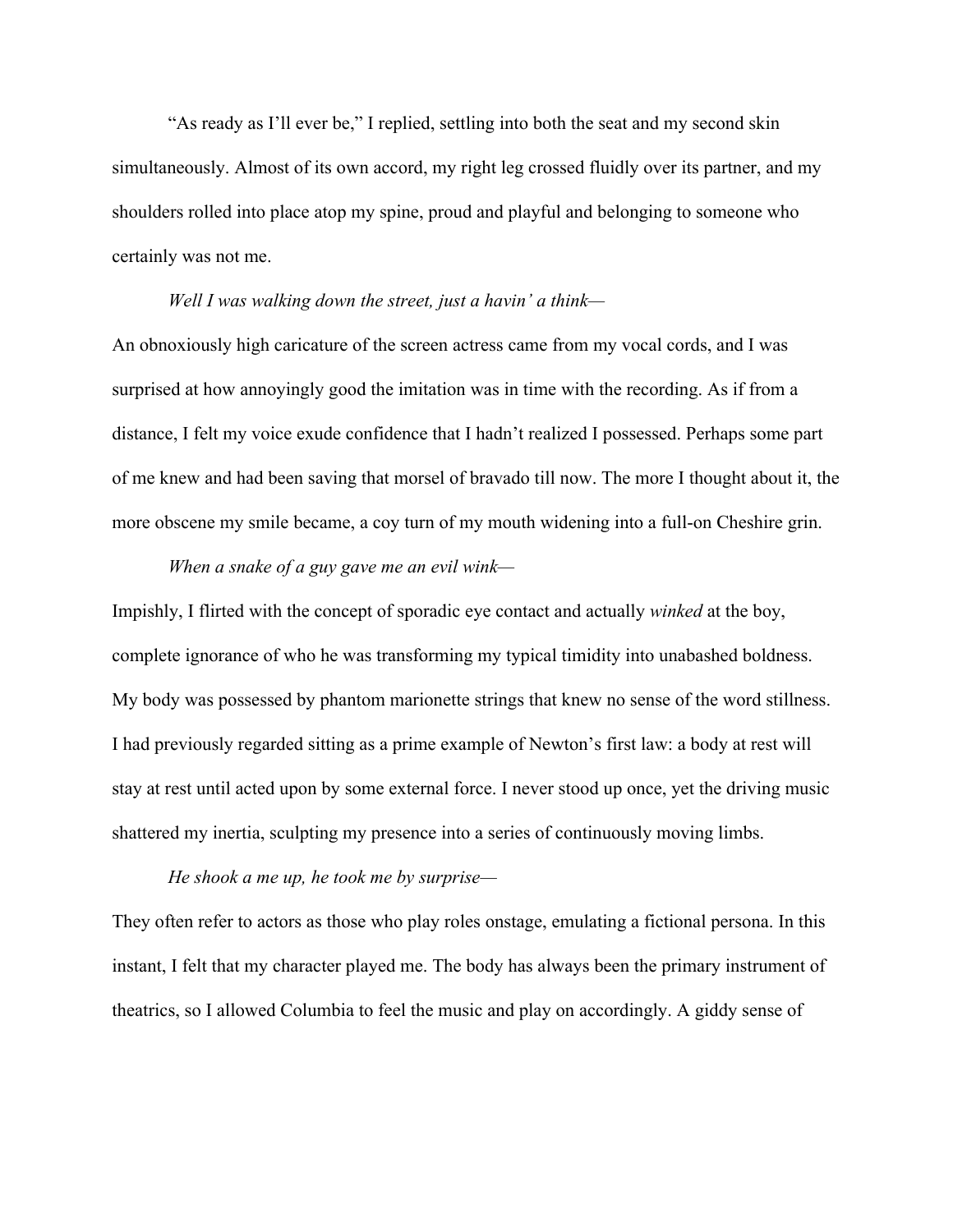"As ready as I'll ever be," I replied, settling into both the seat and my second skin simultaneously. Almost of its own accord, my right leg crossed fluidly over its partner, and my shoulders rolled into place atop my spine, proud and playful and belonging to someone who certainly was not me.

*Well I was walking down the street, just a havin' a think—*

An obnoxiously high caricature of the screen actress came from my vocal cords, and I was surprised at how annoyingly good the imitation was in time with the recording. As if from a distance, I felt my voice exude confidence that I hadn't realized I possessed. Perhaps some part of me knew and had been saving that morsel of bravado till now. The more I thought about it, the more obscene my smile became, a coy turn of my mouth widening into a full-on Cheshire grin.

*When a snake of a guy gave me an evil wink—*

Impishly, I flirted with the concept of sporadic eye contact and actually *winked* at the boy, complete ignorance of who he was transforming my typical timidity into unabashed boldness. My body was possessed by phantom marionette strings that knew no sense of the word stillness. I had previously regarded sitting as a prime example of Newton's first law: a body at rest will stay at rest until acted upon by some external force. I never stood up once, yet the driving music shattered my inertia, sculpting my presence into a series of continuously moving limbs.

*He shook a me up, he took me by surprise—*

They often refer to actors as those who play roles onstage, emulating a fictional persona. In this instant, I felt that my character played me. The body has always been the primary instrument of theatrics, so I allowed Columbia to feel the music and play on accordingly. A giddy sense of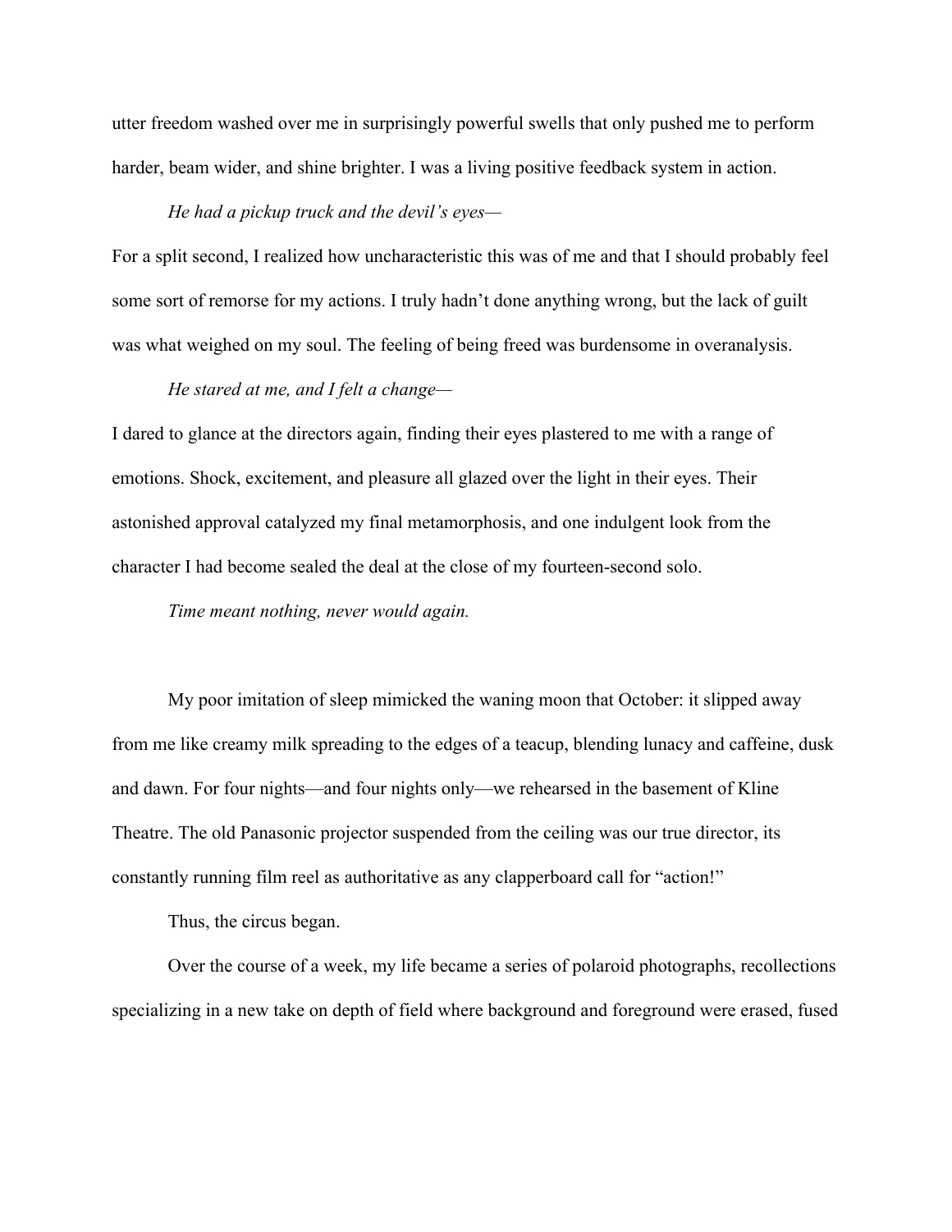utter freedom washed over me in surprisingly powerful swells that only pushed me to perform harder, beam wider, and shine brighter. I was a living positive feedback system in action.

*He had a pickup truck and the devil's eyes—*

For a split second, I realized how uncharacteristic this was of me and that I should probably feel some sort of remorse for my actions. I truly hadn't done anything wrong, but the lack of guilt was what weighed on my soul. The feeling of being freed was burdensome in overanalysis.

*He stared at me, and I felt a change—*

I dared to glance at the directors again, finding their eyes plastered to me with a range of emotions. Shock, excitement, and pleasure all glazed over the light in their eyes. Their astonished approval catalyzed my final metamorphosis, and one indulgent look from the character I had become sealed the deal at the close of my fourteen-second solo.

*Time meant nothing, never would again.*

My poor imitation of sleep mimicked the waning moon that October: it slipped away from me like creamy milk spreading to the edges of a teacup, blending lunacy and caffeine, dusk and dawn. For four nights—and four nights only—we rehearsed in the basement of Kline Theatre. The old Panasonic projector suspended from the ceiling was our true director, its constantly running film reel as authoritative as any clapperboard call for "action!"

Thus, the circus began.

Over the course of a week, my life became a series of polaroid photographs, recollections specializing in a new take on depth of field where background and foreground were erased, fused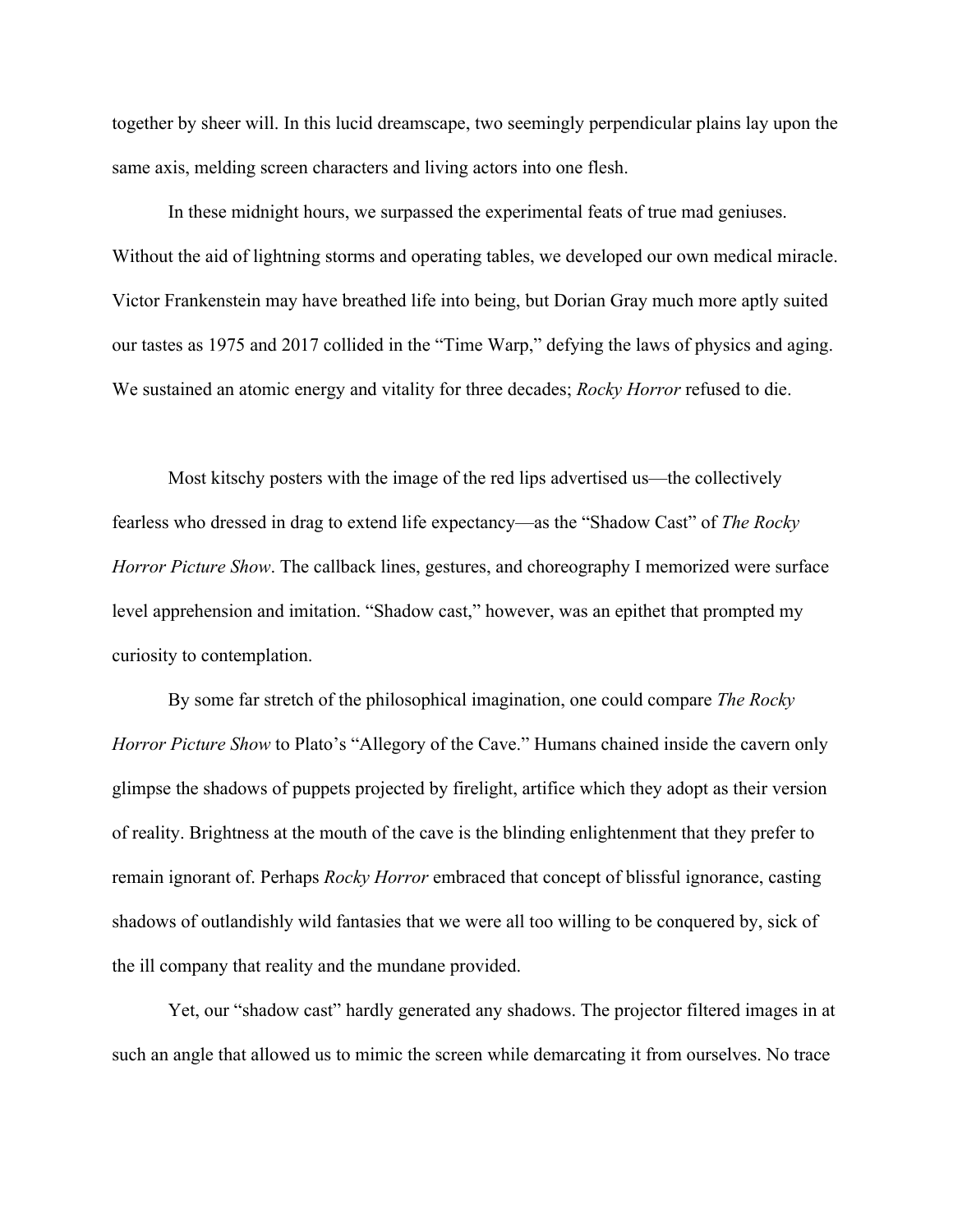together by sheer will. In this lucid dreamscape, two seemingly perpendicular plains lay upon the same axis, melding screen characters and living actors into one flesh.

In these midnight hours, we surpassed the experimental feats of true mad geniuses. Without the aid of lightning storms and operating tables, we developed our own medical miracle. Victor Frankenstein may have breathed life into being, but Dorian Gray much more aptly suited our tastes as 1975 and 2017 collided in the "Time Warp," defying the laws of physics and aging. We sustained an atomic energy and vitality for three decades; *Rocky Horror* refused to die.

Most kitschy posters with the image of the red lips advertised us—the collectively fearless who dressed in drag to extend life expectancy—as the "Shadow Cast" of *The Rocky Horror Picture Show*. The callback lines, gestures, and choreography I memorized were surface level apprehension and imitation. "Shadow cast," however, was an epithet that prompted my curiosity to contemplation.

By some far stretch of the philosophical imagination, one could compare *The Rocky Horror Picture Show* to Plato's "Allegory of the Cave." Humans chained inside the cavern only glimpse the shadows of puppets projected by firelight, artifice which they adopt as their version of reality. Brightness at the mouth of the cave is the blinding enlightenment that they prefer to remain ignorant of. Perhaps *Rocky Horror* embraced that concept of blissful ignorance, casting shadows of outlandishly wild fantasies that we were all too willing to be conquered by, sick of the ill company that reality and the mundane provided.

Yet, our "shadow cast" hardly generated any shadows. The projector filtered images in at such an angle that allowed us to mimic the screen while demarcating it from ourselves. No trace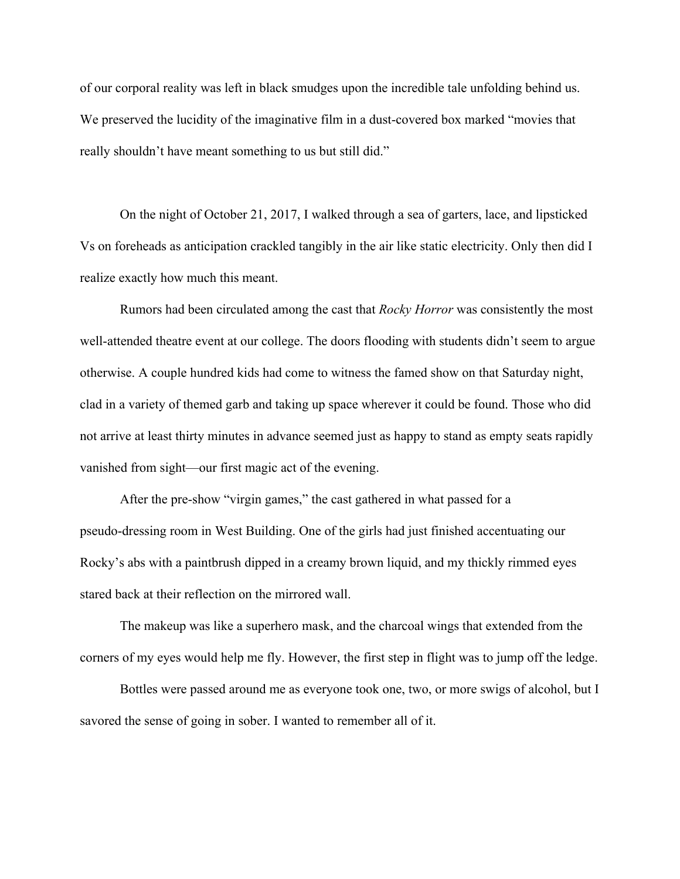of our corporal reality was left in black smudges upon the incredible tale unfolding behind us. We preserved the lucidity of the imaginative film in a dust-covered box marked "movies that really shouldn't have meant something to us but still did."

On the night of October 21, 2017, I walked through a sea of garters, lace, and lipsticked Vs on foreheads as anticipation crackled tangibly in the air like static electricity. Only then did I realize exactly how much this meant.

Rumors had been circulated among the cast that *Rocky Horror* was consistently the most well-attended theatre event at our college. The doors flooding with students didn't seem to argue otherwise. A couple hundred kids had come to witness the famed show on that Saturday night, clad in a variety of themed garb and taking up space wherever it could be found. Those who did not arrive at least thirty minutes in advance seemed just as happy to stand as empty seats rapidly vanished from sight—our first magic act of the evening.

After the pre-show "virgin games," the cast gathered in what passed for a pseudo-dressing room in West Building. One of the girls had just finished accentuating our Rocky's abs with a paintbrush dipped in a creamy brown liquid, and my thickly rimmed eyes stared back at their reflection on the mirrored wall.

The makeup was like a superhero mask, and the charcoal wings that extended from the corners of my eyes would help me fly. However, the first step in flight was to jump off the ledge.

Bottles were passed around me as everyone took one, two, or more swigs of alcohol, but I savored the sense of going in sober. I wanted to remember all of it.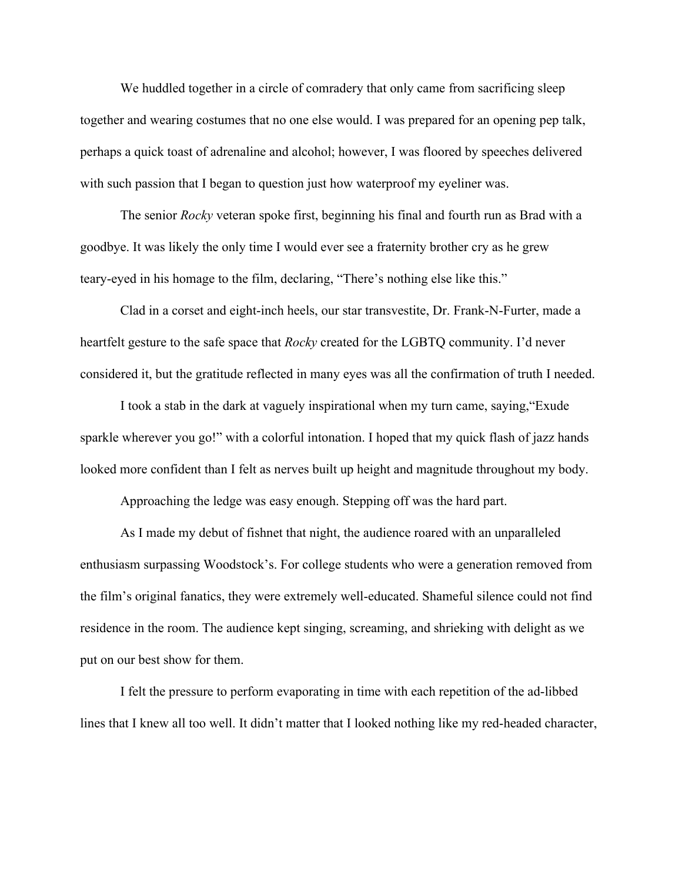We huddled together in a circle of comradery that only came from sacrificing sleep together and wearing costumes that no one else would. I was prepared for an opening pep talk, perhaps a quick toast of adrenaline and alcohol; however, I was floored by speeches delivered with such passion that I began to question just how waterproof my eyeliner was.

The senior *Rocky* veteran spoke first, beginning his final and fourth run as Brad with a goodbye. It was likely the only time I would ever see a fraternity brother cry as he grew teary-eyed in his homage to the film, declaring, "There's nothing else like this."

Clad in a corset and eight-inch heels, our star transvestite, Dr. Frank-N-Furter, made a heartfelt gesture to the safe space that *Rocky* created for the LGBTQ community. I'd never considered it, but the gratitude reflected in many eyes was all the confirmation of truth I needed.

I took a stab in the dark at vaguely inspirational when my turn came, saying,"Exude sparkle wherever you go!" with a colorful intonation. I hoped that my quick flash of jazz hands looked more confident than I felt as nerves built up height and magnitude throughout my body.

Approaching the ledge was easy enough. Stepping off was the hard part.

As I made my debut of fishnet that night, the audience roared with an unparalleled enthusiasm surpassing Woodstock's. For college students who were a generation removed from the film's original fanatics, they were extremely well-educated. Shameful silence could not find residence in the room. The audience kept singing, screaming, and shrieking with delight as we put on our best show for them.

I felt the pressure to perform evaporating in time with each repetition of the ad-libbed lines that I knew all too well. It didn't matter that I looked nothing like my red-headed character,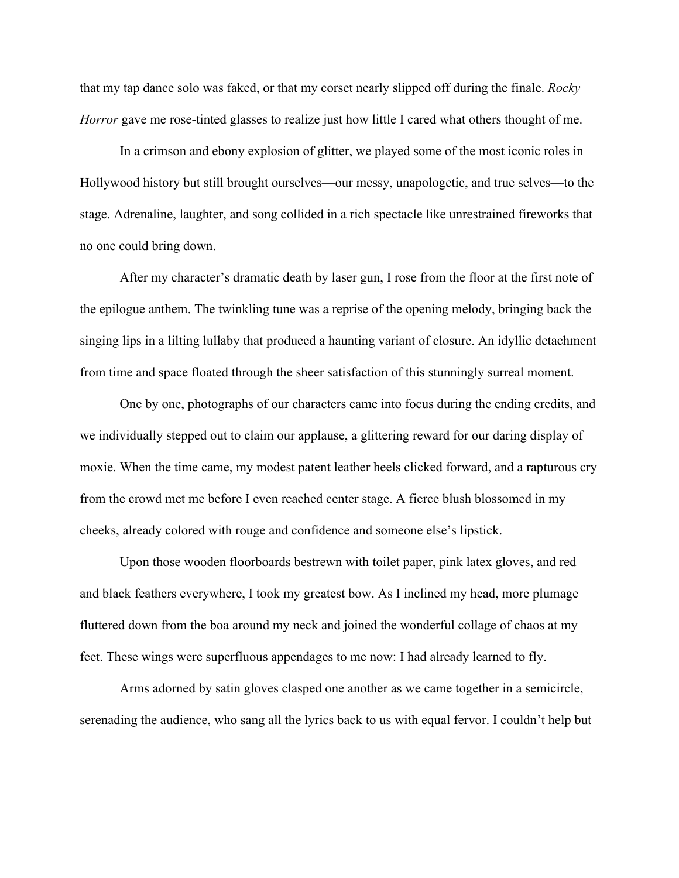that my tap dance solo was faked, or that my corset nearly slipped off during the finale. *Rocky Horror* gave me rose-tinted glasses to realize just how little I cared what others thought of me.

In a crimson and ebony explosion of glitter, we played some of the most iconic roles in Hollywood history but still brought ourselves—our messy, unapologetic, and true selves—to the stage. Adrenaline, laughter, and song collided in a rich spectacle like unrestrained fireworks that no one could bring down.

After my character's dramatic death by laser gun, I rose from the floor at the first note of the epilogue anthem. The twinkling tune was a reprise of the opening melody, bringing back the singing lips in a lilting lullaby that produced a haunting variant of closure. An idyllic detachment from time and space floated through the sheer satisfaction of this stunningly surreal moment.

One by one, photographs of our characters came into focus during the ending credits, and we individually stepped out to claim our applause, a glittering reward for our daring display of moxie. When the time came, my modest patent leather heels clicked forward, and a rapturous cry from the crowd met me before I even reached center stage. A fierce blush blossomed in my cheeks, already colored with rouge and confidence and someone else's lipstick.

Upon those wooden floorboards bestrewn with toilet paper, pink latex gloves, and red and black feathers everywhere, I took my greatest bow. As I inclined my head, more plumage fluttered down from the boa around my neck and joined the wonderful collage of chaos at my feet. These wings were superfluous appendages to me now: I had already learned to fly.

Arms adorned by satin gloves clasped one another as we came together in a semicircle, serenading the audience, who sang all the lyrics back to us with equal fervor. I couldn't help but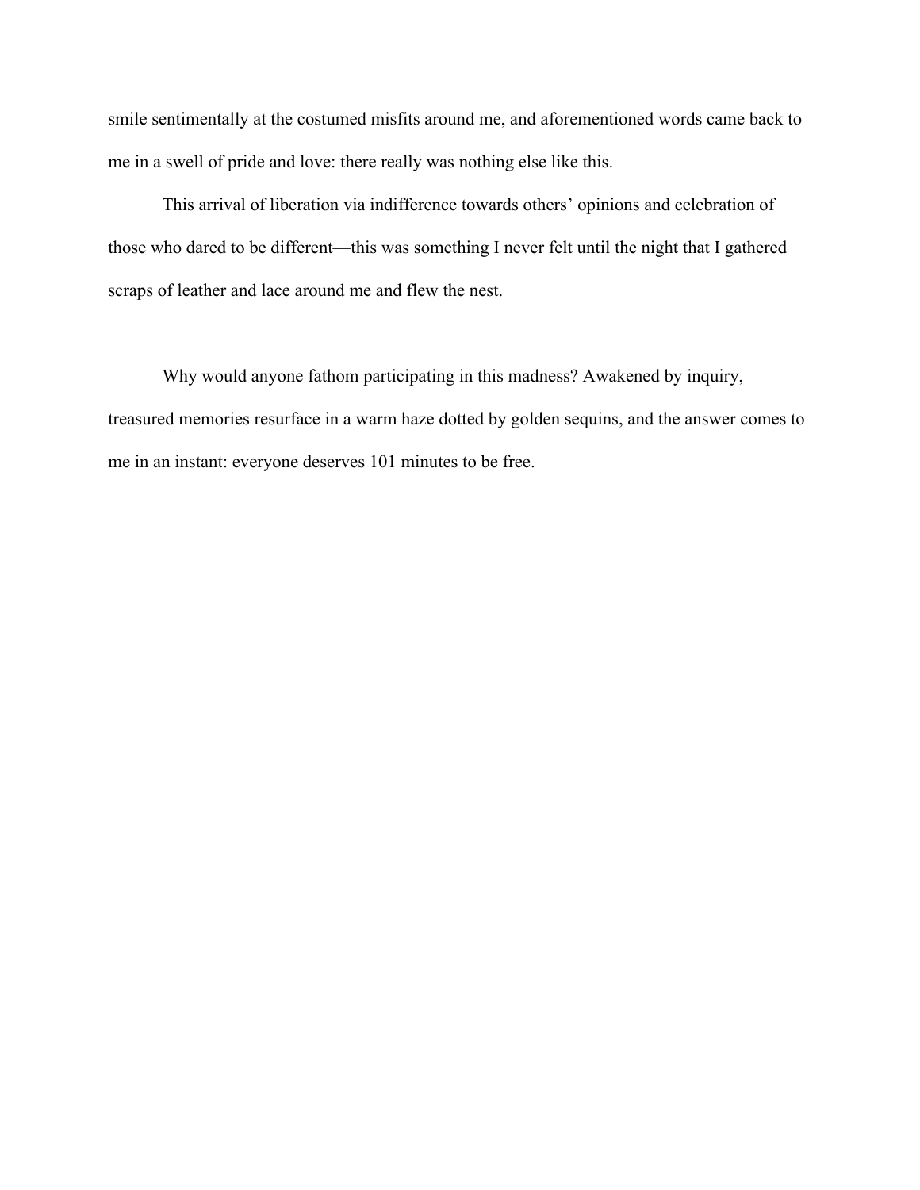smile sentimentally at the costumed misfits around me, and aforementioned words came back to me in a swell of pride and love: there really was nothing else like this.

This arrival of liberation via indifference towards others' opinions and celebration of those who dared to be different—this was something I never felt until the night that I gathered scraps of leather and lace around me and flew the nest.

Why would anyone fathom participating in this madness? Awakened by inquiry, treasured memories resurface in a warm haze dotted by golden sequins, and the answer comes to me in an instant: everyone deserves 101 minutes to be free.